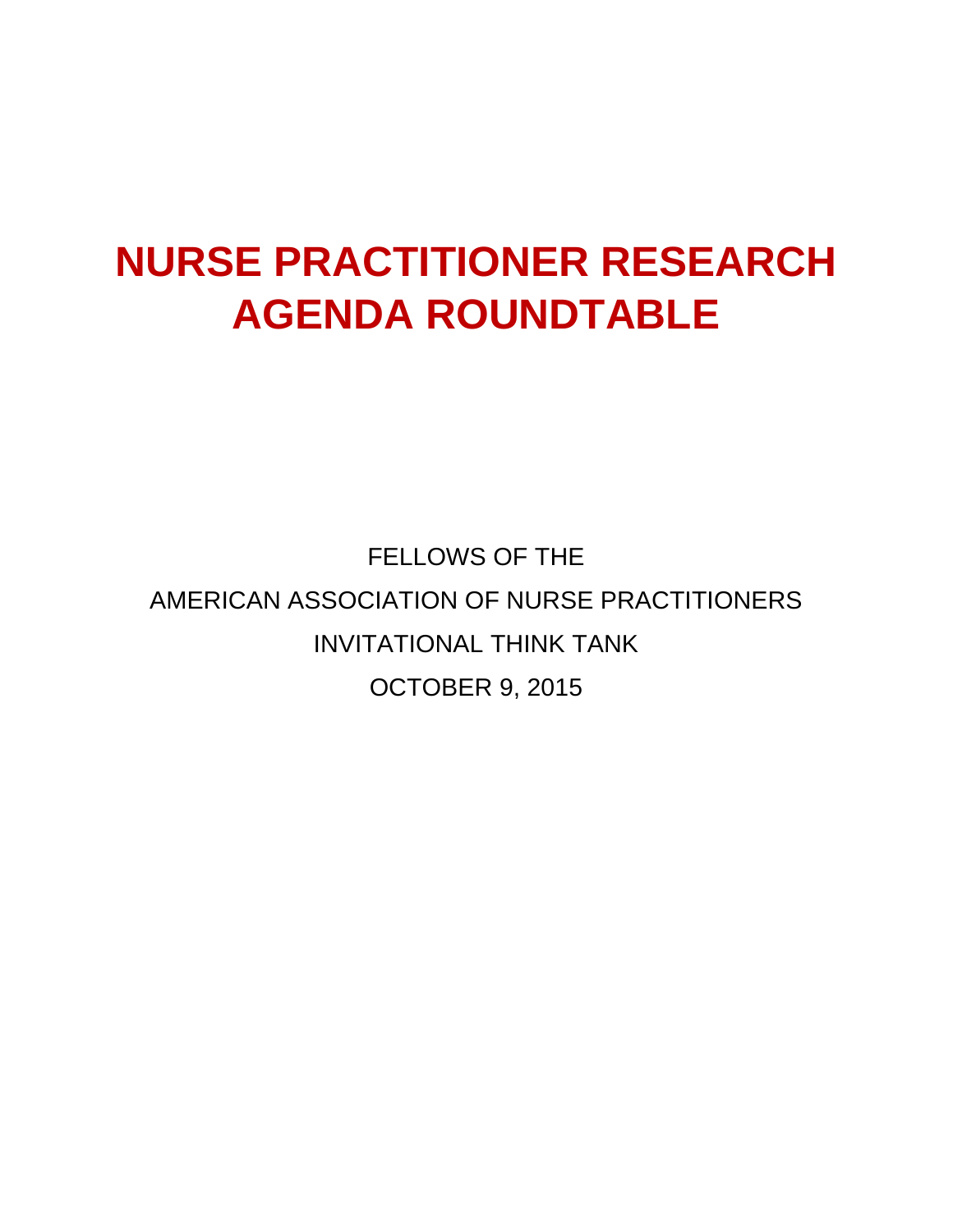# NURSE PRACTITIONER RESEARCH AGENDA ROUNDTABLE

FELLOWS OF THE

AMERICAN ASSOCIATION OF NURSE PRACTITIONERS

INVITATIONAL THINK TANK

OCTOBER 9, 2015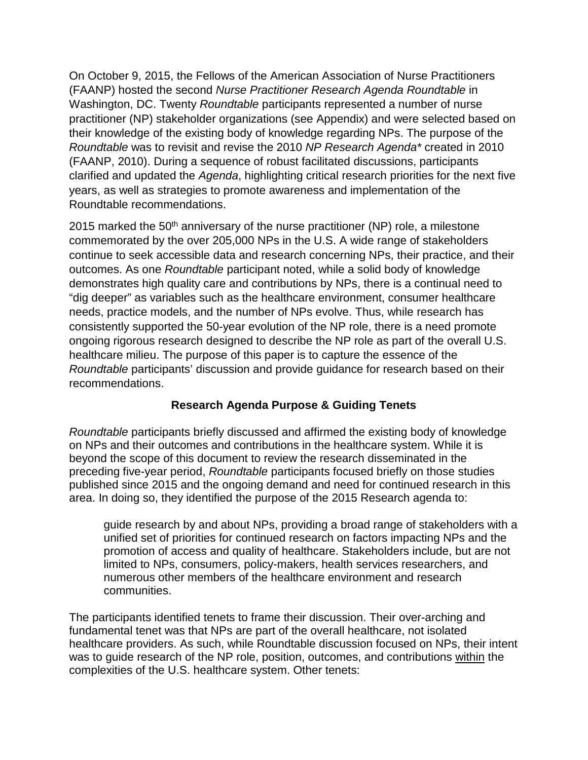On October 9, 2015, the Fellows of the American Association of Nurse Practitioners (FAANP) hosted the second *Nurse Practitioner Research Agenda Roundtable* in Washington, DC. Twenty *Roundtable* participants represented a number of nurse practitioner (NP) stakeholder organizations (see Appendix) and were selected based on their knowledge of the existing body of knowledge regarding NPs. The purpose of the *Roundtable* was to revisit and revise the 2010 *NP Research Agenda** created in 2010 (FAANP, 2010). During a sequence of robust facilitated discussions, participants clarified and updated the *Agenda*, highlighting critical research priorities for the next five years, as well as strategies to promote awareness and implementation of the Roundtable recommendations.

2015 marked the 50th anniversary of the nurse practitioner (NP) role, a milestone commemorated by the over 205,000 NPs in the U.S. A wide range of stakeholders continue to seek accessible data and research concerning NPs, their practice, and their outcomes. As one *Roundtable* participant noted, while a solid body of knowledge demonstrates high quality care and contributions by NPs, there is a continual need to "dig deeper" as variables such as the healthcare environment, consumer healthcare needs, practice models, and the number of NPs evolve. Thus, while research has consistently supported the 50-year evolution of the NP role, there is a need promote ongoing rigorous research designed to describe the NP role as part of the overall U.S. healthcare milieu. The purpose of this paper is to capture the essence of the *Roundtable* participants' discussion and provide guidance for research based on their recommendations.

## Research Agenda Purpose & Guiding Tenets

*Roundtable* participants briefly discussed and affirmed the existing body of knowledge on NPs and their outcomes and contributions in the healthcare system. While it is beyond the scope of this document to review the research disseminated in the preceding five-year period, *Roundtable* participants focused briefly on those studies published since 2015 and the ongoing demand and need for continued research in this area. In doing so, they identified the purpose of the 2015 Research agenda to:

> guide research by and about NPs, providing a broad range of stakeholders with a unified set of priorities for continued research on factors impacting NPs and the promotion of access and quality of healthcare. Stakeholders include, but are not limited to NPs, consumers, policy-makers, health services researchers, and numerous other members of the healthcare environment and research communities.

The participants identified tenets to frame their discussion. Their over-arching and fundamental tenet was that NPs are part of the overall healthcare, not isolated healthcare providers. As such, while Roundtable discussion focused on NPs, their intent was to guide research of the NP role, position, outcomes, and contributions <u>within</u> the complexities of the U.S. healthcare system. Other tenets: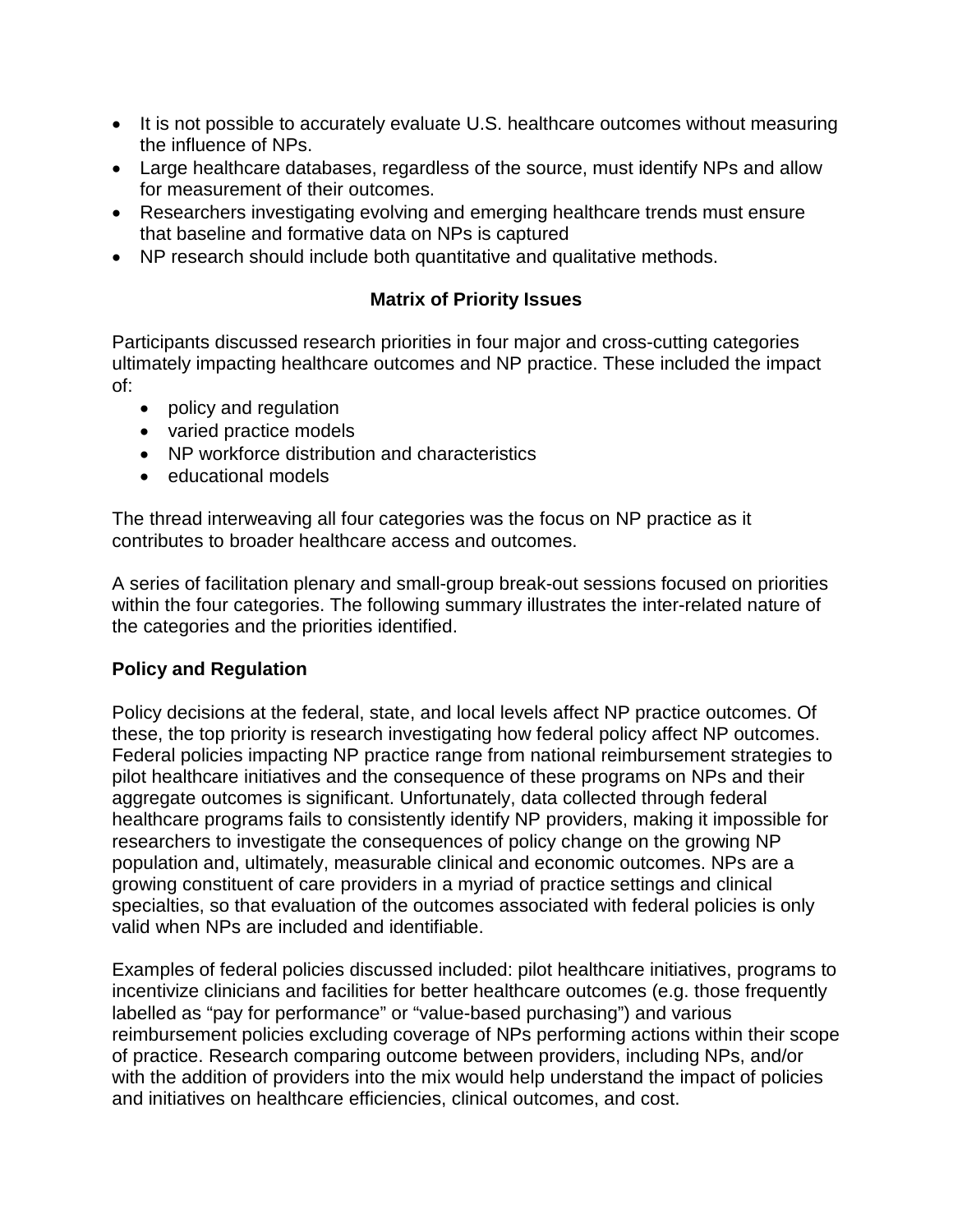- It is not possible to accurately evaluate U.S. healthcare outcomes without measuring the influence of NPs.
- Large healthcare databases, regardless of the source, must identify NPs and allow for measurement of their outcomes.
- Researchers investigating evolving and emerging healthcare trends must ensure that baseline and formative data on NPs is captured
- NP research should include both quantitative and qualitative methods.

## Matrix of Priority Issues

Participants discussed research priorities in four major and cross-cutting categories ultimately impacting healthcare outcomes and NP practice. These included the impact of:

- policy and regulation
- varied practice models
- NP workforce distribution and characteristics
- educational models

The thread interweaving all four categories was the focus on NP practice as it contributes to broader healthcare access and outcomes.

A series of facilitation plenary and small-group break-out sessions focused on priorities within the four categories. The following summary illustrates the inter-related nature of the categories and the priorities identified.

### Policy and Regulation

Policy decisions at the federal, state, and local levels affect NP practice outcomes. Of these, the top priority is research investigating how federal policy affect NP outcomes. Federal policies impacting NP practice range from national reimbursement strategies to pilot healthcare initiatives and the consequence of these programs on NPs and their aggregate outcomes is significant. Unfortunately, data collected through federal healthcare programs fails to consistently identify NP providers, making it impossible for researchers to investigate the consequences of policy change on the growing NP population and, ultimately, measurable clinical and economic outcomes. NPs are a growing constituent of care providers in a myriad of practice settings and clinical specialties, so that evaluation of the outcomes associated with federal policies is only valid when NPs are included and identifiable.

Examples of federal policies discussed included: pilot healthcare initiatives, programs to incentivize clinicians and facilities for better healthcare outcomes (e.g. those frequently labelled as "pay for performance" or "value-based purchasing") and various reimbursement policies excluding coverage of NPs performing actions within their scope of practice. Research comparing outcome between providers, including NPs, and/or with the addition of providers into the mix would help understand the impact of policies and initiatives on healthcare efficiencies, clinical outcomes, and cost.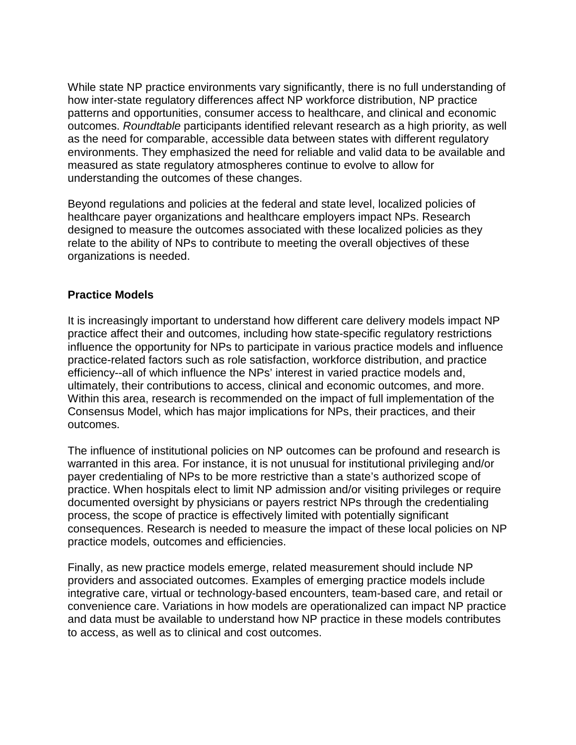While state NP practice environments vary significantly, there is no full understanding of how inter-state regulatory differences affect NP workforce distribution, NP practice patterns and opportunities, consumer access to healthcare, and clinical and economic outcomes. *Roundtable* participants identified relevant research as a high priority, as well as the need for comparable, accessible data between states with different regulatory environments. They emphasized the need for reliable and valid data to be available and measured as state regulatory atmospheres continue to evolve to allow for understanding the outcomes of these changes.

Beyond regulations and policies at the federal and state level, localized policies of healthcare payer organizations and healthcare employers impact NPs. Research designed to measure the outcomes associated with these localized policies as they relate to the ability of NPs to contribute to meeting the overall objectives of these organizations is needed.

### Practice Models

It is increasingly important to understand how different care delivery models impact NP practice affect their and outcomes, including how state-specific regulatory restrictions influence the opportunity for NPs to participate in various practice models and influence practice-related factors such as role satisfaction, workforce distribution, and practice efficiency--all of which influence the NPs' interest in varied practice models and, ultimately, their contributions to access, clinical and economic outcomes, and more. Within this area, research is recommended on the impact of full implementation of the Consensus Model, which has major implications for NPs, their practices, and their outcomes.

The influence of institutional policies on NP outcomes can be profound and research is warranted in this area. For instance, it is not unusual for institutional privileging and/or payer credentialing of NPs to be more restrictive than a state's authorized scope of practice. When hospitals elect to limit NP admission and/or visiting privileges or require documented oversight by physicians or payers restrict NPs through the credentialing process, the scope of practice is effectively limited with potentially significant consequences. Research is needed to measure the impact of these local policies on NP practice models, outcomes and efficiencies.

Finally, as new practice models emerge, related measurement should include NP providers and associated outcomes. Examples of emerging practice models include integrative care, virtual or technology-based encounters, team-based care, and retail or convenience care. Variations in how models are operationalized can impact NP practice and data must be available to understand how NP practice in these models contributes to access, as well as to clinical and cost outcomes.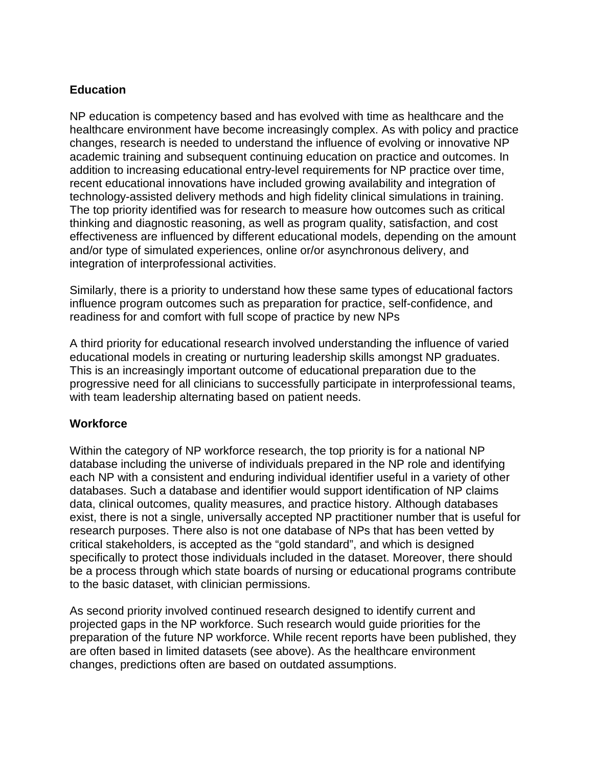**Education**

NP education is competency based and has evolved with time as healthcare and the healthcare environment have become increasingly complex. As with policy and practice changes, research is needed to understand the influence of evolving or innovative NP academic training and subsequent continuing education on practice and outcomes. In addition to increasing educational entry-level requirements for NP practice over time, recent educational innovations have included growing availability and integration of technology-assisted delivery methods and high fidelity clinical simulations in training. The top priority identified was for research to measure how outcomes such as critical thinking and diagnostic reasoning, as well as program quality, satisfaction, and cost effectiveness are influenced by different educational models, depending on the amount and/or type of simulated experiences, online or/or asynchronous delivery, and integration of interprofessional activities.

Similarly, there is a priority to understand how these same types of educational factors influence program outcomes such as preparation for practice, self-confidence, and readiness for and comfort with full scope of practice by new NPs

A third priority for educational research involved understanding the influence of varied educational models in creating or nurturing leadership skills amongst NP graduates. This is an increasingly important outcome of educational preparation due to the progressive need for all clinicians to successfully participate in interprofessional teams, with team leadership alternating based on patient needs.

**Workforce**

Within the category of NP workforce research, the top priority is for a national NP database including the universe of individuals prepared in the NP role and identifying each NP with a consistent and enduring individual identifier useful in a variety of other databases. Such a database and identifier would support identification of NP claims data, clinical outcomes, quality measures, and practice history. Although databases exist, there is not a single, universally accepted NP practitioner number that is useful for research purposes. There also is not one database of NPs that has been vetted by critical stakeholders, is accepted as the "gold standard", and which is designed specifically to protect those individuals included in the dataset. Moreover, there should be a process through which state boards of nursing or educational programs contribute to the basic dataset, with clinician permissions.

As second priority involved continued research designed to identify current and projected gaps in the NP workforce. Such research would guide priorities for the preparation of the future NP workforce. While recent reports have been published, they are often based in limited datasets (see above). As the healthcare environment changes, predictions often are based on outdated assumptions.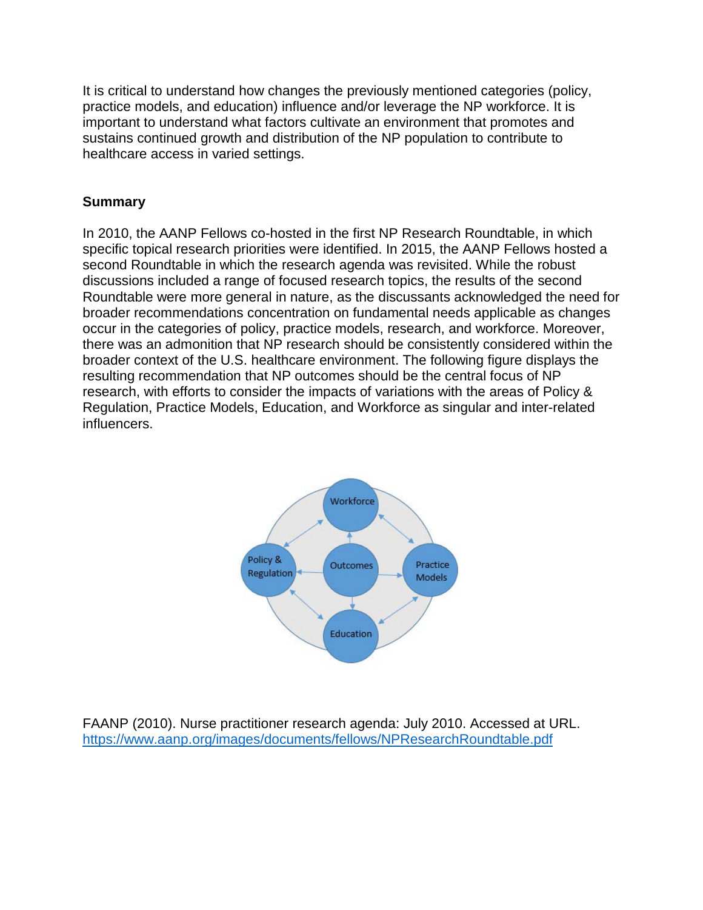It is critical to understand how changes the previously mentioned categories (policy, practice models, and education) influence and/or leverage the NP workforce. It is important to understand what factors cultivate an environment that promotes and sustains continued growth and distribution of the NP population to contribute to healthcare access in varied settings.

**Summary**

In 2010, the AANP Fellows co-hosted in the first NP Research Roundtable, in which specific topical research priorities were identified. In 2015, the AANP Fellows hosted a second Roundtable in which the research agenda was revisited. While the robust discussions included a range of focused research topics, the results of the second Roundtable were more general in nature, as the discussants acknowledged the need for broader recommendations concentration on fundamental needs applicable as changes occur in the categories of policy, practice models, research, and workforce. Moreover, there was an admonition that NP research should be consistently considered within the broader context of the U.S. healthcare environment. The following figure displays the resulting recommendation that NP outcomes should be the central focus of NP research, with efforts to consider the impacts of variations with the areas of Policy & Regulation, Practice Models, Education, and Workforce as singular and inter-related influencers.

FAANP (2010). Nurse practitioner research agenda: July 2010. Accessed at URL. https://www.aanp.org/images/documents/fellows/NPResearchRoundtable.pdf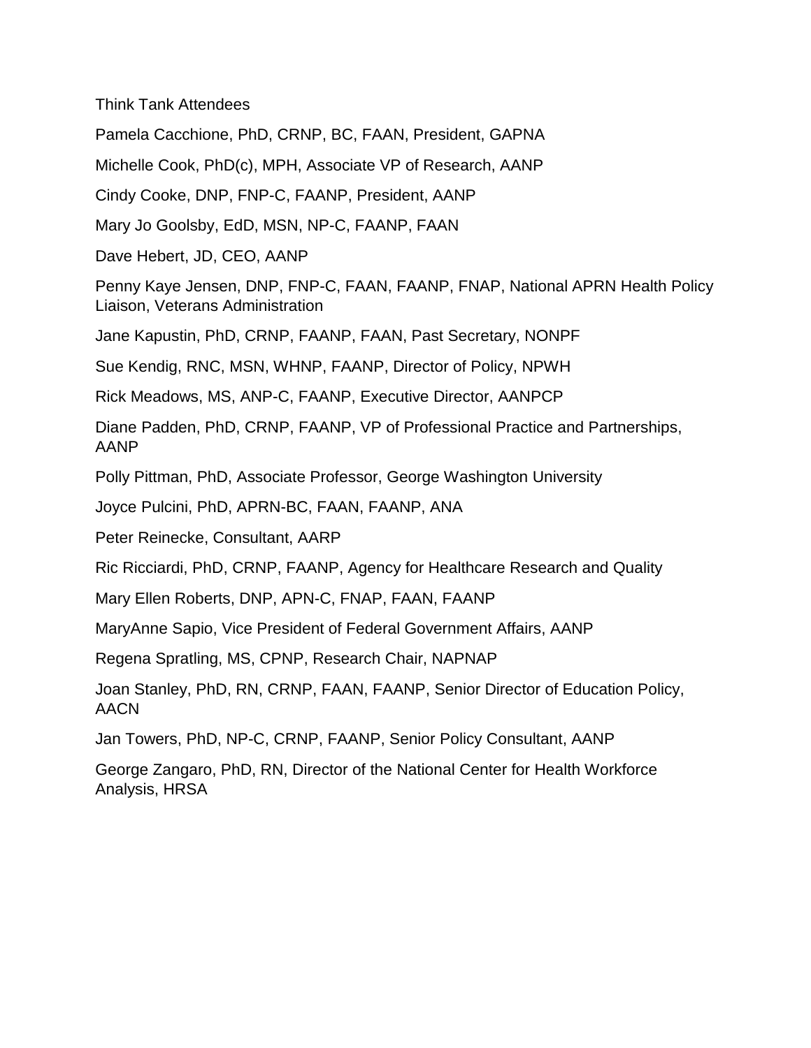Think Tank Attendees

Pamela Cacchione, PhD, CRNP, BC, FAAN, President, GAPNA

Michelle Cook, PhD(c), MPH, Associate VP of Research, AANP

Cindy Cooke, DNP, FNP-C, FAANP, President, AANP

Mary Jo Goolsby, EdD, MSN, NP-C, FAANP, FAAN

Dave Hebert, JD, CEO, AANP

Penny Kaye Jensen, DNP, FNP-C, FAAN, FAANP, FNAP, National APRN Health Policy Liaison, Veterans Administration

Jane Kapustin, PhD, CRNP, FAANP, FAAN, Past Secretary, NONPF

Sue Kendig, RNC, MSN, WHNP, FAANP, Director of Policy, NPWH

Rick Meadows, MS, ANP-C, FAANP, Executive Director, AANPCP

Diane Padden, PhD, CRNP, FAANP, VP of Professional Practice and Partnerships, AANP

Polly Pittman, PhD, Associate Professor, George Washington University

Joyce Pulcini, PhD, APRN-BC, FAAN, FAANP, ANA

Peter Reinecke, Consultant, AARP

Ric Ricciardi, PhD, CRNP, FAANP, Agency for Healthcare Research and Quality

Mary Ellen Roberts, DNP, APN-C, FNAP, FAAN, FAANP

MaryAnne Sapio, Vice President of Federal Government Affairs, AANP

Regena Spratling, MS, CPNP, Research Chair, NAPNAP

Joan Stanley, PhD, RN, CRNP, FAAN, FAANP, Senior Director of Education Policy, AACN

Jan Towers, PhD, NP-C, CRNP, FAANP, Senior Policy Consultant, AANP

George Zangaro, PhD, RN, Director of the National Center for Health Workforce Analysis, HRSA